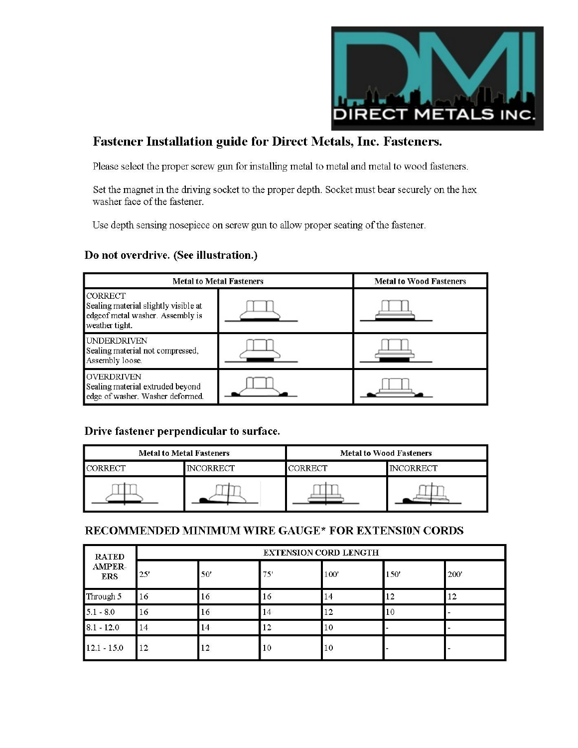## Fastener Installation guide for Direct Metals, Inc. Fasteners.

Please select the proper screw gun for installing metal to metal and metal to wood fasteners.

Set the magnet in the driving socket to the proper depth. Socket must bear securely on the hex washer face of the fastener.

Use depth sensing nosepiece on screw gun to allow proper seating of the fastener.

### Do not overdrive. (See illustration.)

| Metal to Metal Fasteners | | Metal to Wood Fasteners |
|---|---|---|
| CORRECT<br>Sealing material slightly visible at edgeof metal washer. Assembly is weather tight. | | |
| UNDERDRIVEN<br>Sealing material not compressed, Assembly loose. | | |
| OVERDRIVEN<br>Sealing material extruded beyond edge of washer. Washer deformed. | | |

### Drive fastener perpendicular to surface.

| Metal to Metal Fasteners | | Metal to Wood Fasteners | |
|---|---|---|---|
| CORRECT | INCORRECT | CORRECT | INCORRECT |

### RECOMMENDED MINIMUM WIRE GAUGE* FOR EXTENSI0N CORDS

| RATED AMPER-ERS | EXTENSION CORD LENGTH | | | | | |
|---|---|---|---|---|---|---|
| | 25' | 50' | 75' | 100' | 150' | 200' |
| Through 5 | 16 | 16 | 16 | 14 | 12 | 12 |
| 5.1 - 8.0 | 16 | 16 | 14 | 12 | 10 | - |
| 8.1 - 12.0 | 14 | 14 | 12 | 10 | - | - |
| 12.1 - 15.0 | 12 | 12 | 10 | 10 | - | - |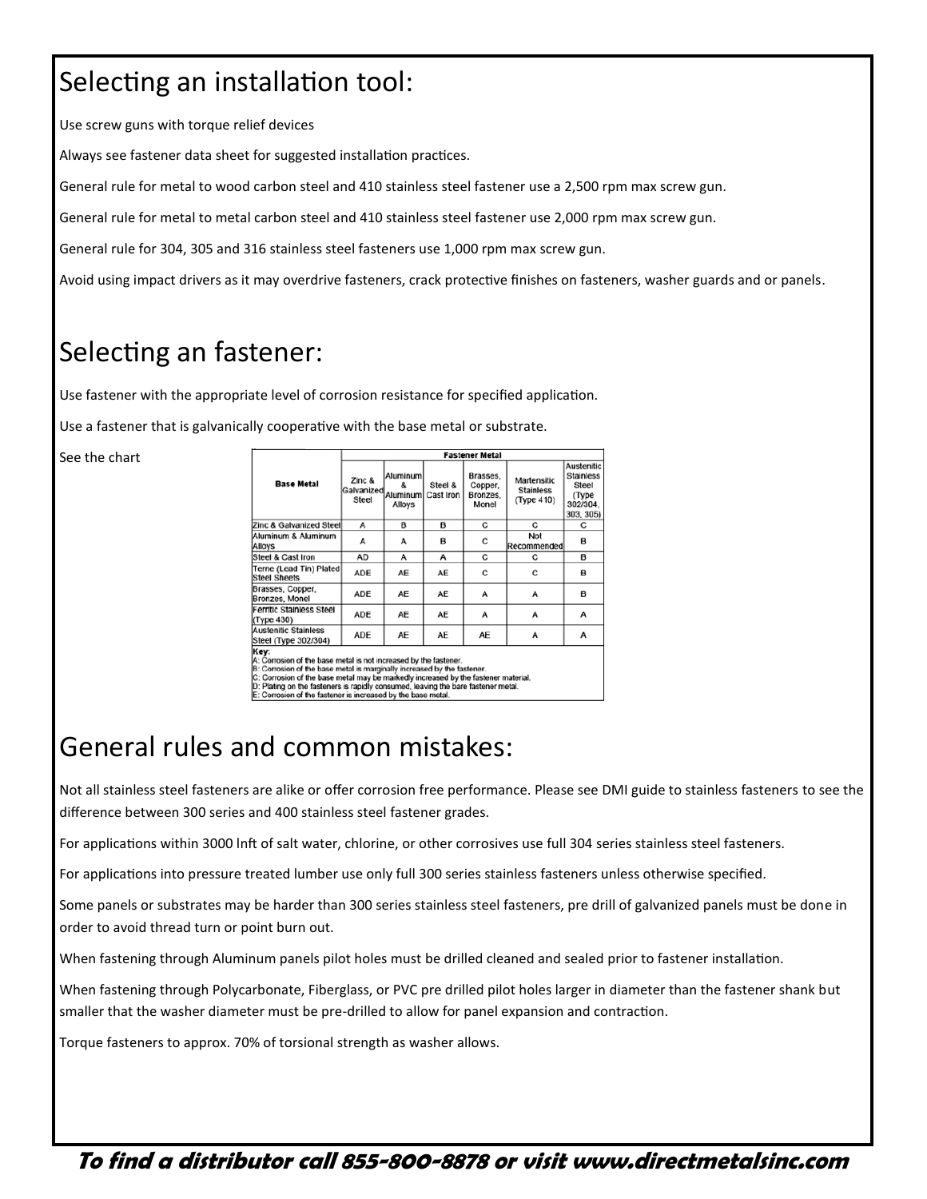## Selecting an installation tool:

Use screw guns with torque relief devices

Always see fastener data sheet for suggested installation practices.

General rule for metal to wood carbon steel and 410 stainless steel fastener use a 2,500 rpm max screw gun.

General rule for metal to metal carbon steel and 410 stainless steel fastener use 2,000 rpm max screw gun.

General rule for 304, 305 and 316 stainless steel fasteners use 1,000 rpm max screw gun.

Avoid using impact drivers as it may overdrive fasteners, crack protective finishes on fasteners, washer guards and or panels.

## Selecting an fastener:

Use fastener with the appropriate level of corrosion resistance for specified application.

Use a fastener that is galvanically cooperative with the base metal or substrate.

See the chart

| Base Metal | Fastener Metal | | | | | |
|---|---|---|---|---|---|---|
| | Zinc & Galvanized Steel | Aluminum & Aluminum Alloys | Steel & Cast Iron | Brasses, Copper, Bronzes, Monel | Martensitic Stainless (Type 410) | Austenitic Stainless Steel (Type 302/304, 303, 305) |
| Zinc & Galvanized Steel | A | B | B | C | C | C |
| Aluminum & Aluminum Alloys | A | A | B | C | Not Recommended | B |
| Steel & Cast Iron | AD | A | A | C | C | B |
| Terne (Lead Tin) Plated Steel Sheets | ADE | AE | AE | C | C | B |
| Brasses, Copper, Bronzes, Monel | ADE | AE | AE | A | A | B |
| Ferritic Stainless Steel (Type 430) | ADE | AE | AE | A | A | A |
| Austenitic Stainless Steel (Type 302/304) | ADE | AE | AE | AE | A | A |

Key:
A: Corrosion of the base metal is not increased by the fastener.
B: Corrosion of the base metal is marginally increased by the fastener.
C: Corrosion of the base metal may be markedly increased by the fastener material.
D: Plating on the fasteners is rapidly consumed, leaving the bare fastener metal.
E: Corrosion of the fastener is increased by the base metal.

## General rules and common mistakes:

Not all stainless steel fasteners are alike or offer corrosion free performance. Please see DMI guide to stainless fasteners to see the difference between 300 series and 400 stainless steel fastener grades.

For applications within 3000 lnft of salt water, chlorine, or other corrosives use full 304 series stainless steel fasteners.

For applications into pressure treated lumber use only full 300 series stainless fasteners unless otherwise specified.

Some panels or substrates may be harder than 300 series stainless steel fasteners, pre drill of galvanized panels must be done in order to avoid thread turn or point burn out.

When fastening through Aluminum panels pilot holes must be drilled cleaned and sealed prior to fastener installation.

When fastening through Polycarbonate, Fiberglass, or PVC pre drilled pilot holes larger in diameter than the fastener shank but smaller that the washer diameter must be pre-drilled to allow for panel expansion and contraction.

Torque fasteners to approx. 70% of torsional strength as washer allows.

***To find a distributor call 855-800-8878 or visit www.directmetalsinc.com***